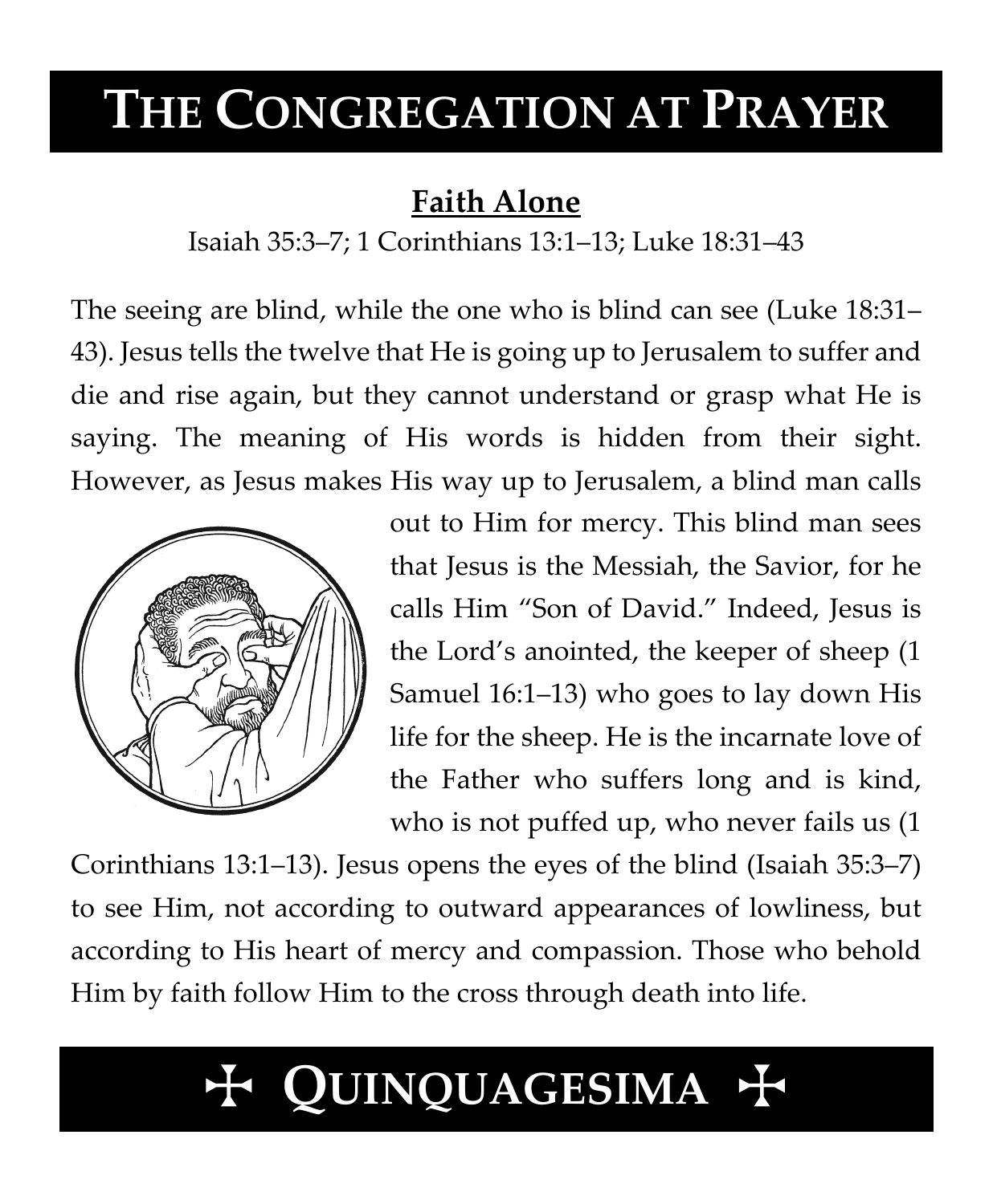# THE CONGREGATION AT PRAYER

## Faith Alone

Isaiah 35:3–7; 1 Corinthians 13:1–13; Luke 18:31–43

The seeing are blind, while the one who is blind can see (Luke 18:31–43). Jesus tells the twelve that He is going up to Jerusalem to suffer and die and rise again, but they cannot understand or grasp what He is saying. The meaning of His words is hidden from their sight. However, as Jesus makes His way up to Jerusalem, a blind man calls out to Him for mercy. This blind man sees that Jesus is the Messiah, the Savior, for he calls Him "Son of David." Indeed, Jesus is the Lord's anointed, the keeper of sheep (1 Samuel 16:1–13) who goes to lay down His life for the sheep. He is the incarnate love of the Father who suffers long and is kind, who is not puffed up, who never fails us (1 Corinthians 13:1–13). Jesus opens the eyes of the blind (Isaiah 35:3–7) to see Him, not according to outward appearances of lowliness, but according to His heart of mercy and compassion. Those who behold Him by faith follow Him to the cross through death into life.

# ✠ QUINQUAGESIMA ✠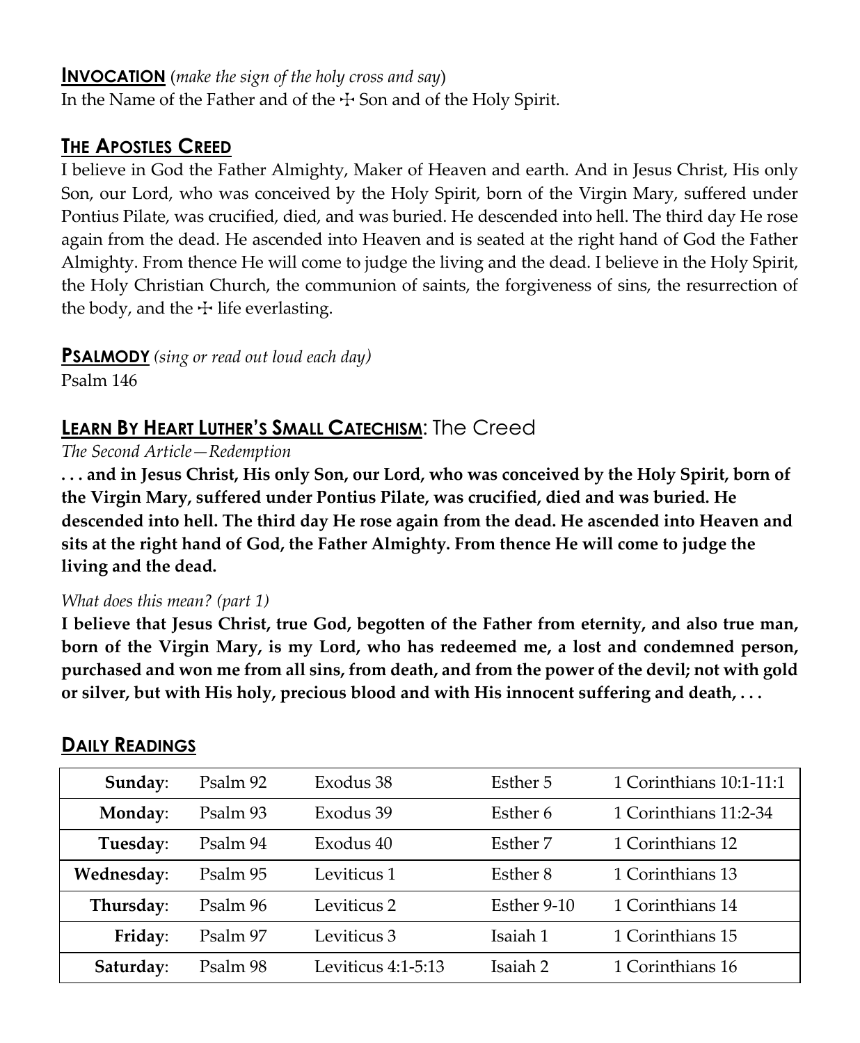## INVOCATION (*make the sign of the holy cross and say*)

In the Name of the Father and of the ☩ Son and of the Holy Spirit.

## THE APOSTLES CREED

I believe in God the Father Almighty, Maker of Heaven and earth. And in Jesus Christ, His only Son, our Lord, who was conceived by the Holy Spirit, born of the Virgin Mary, suffered under Pontius Pilate, was crucified, died, and was buried. He descended into hell. The third day He rose again from the dead. He ascended into Heaven and is seated at the right hand of God the Father Almighty. From thence He will come to judge the living and the dead. I believe in the Holy Spirit, the Holy Christian Church, the communion of saints, the forgiveness of sins, the resurrection of the body, and the ☩ life everlasting.

## PSALMODY *(sing or read out loud each day)*

Psalm 146

## LEARN BY HEART LUTHER'S SMALL CATECHISM: The Creed

*The Second Article—Redemption*

**. . . and in Jesus Christ, His only Son, our Lord, who was conceived by the Holy Spirit, born of the Virgin Mary, suffered under Pontius Pilate, was crucified, died and was buried. He descended into hell. The third day He rose again from the dead. He ascended into Heaven and sits at the right hand of God, the Father Almighty. From thence He will come to judge the living and the dead.**

*What does this mean? (part 1)*

**I believe that Jesus Christ, true God, begotten of the Father from eternity, and also true man, born of the Virgin Mary, is my Lord, who has redeemed me, a lost and condemned person, purchased and won me from all sins, from death, and from the power of the devil; not with gold or silver, but with His holy, precious blood and with His innocent suffering and death, . . .**

## DAILY READINGS

| | | | | |
|---|---|---|---|---|
| **Sunday**: | Psalm 92 | Exodus 38 | Esther 5 | 1 Corinthians 10:1-11:1 |
| **Monday**: | Psalm 93 | Exodus 39 | Esther 6 | 1 Corinthians 11:2-34 |
| **Tuesday**: | Psalm 94 | Exodus 40 | Esther 7 | 1 Corinthians 12 |
| **Wednesday**: | Psalm 95 | Leviticus 1 | Esther 8 | 1 Corinthians 13 |
| **Thursday**: | Psalm 96 | Leviticus 2 | Esther 9-10 | 1 Corinthians 14 |
| **Friday**: | Psalm 97 | Leviticus 3 | Isaiah 1 | 1 Corinthians 15 |
| **Saturday**: | Psalm 98 | Leviticus 4:1-5:13 | Isaiah 2 | 1 Corinthians 16 |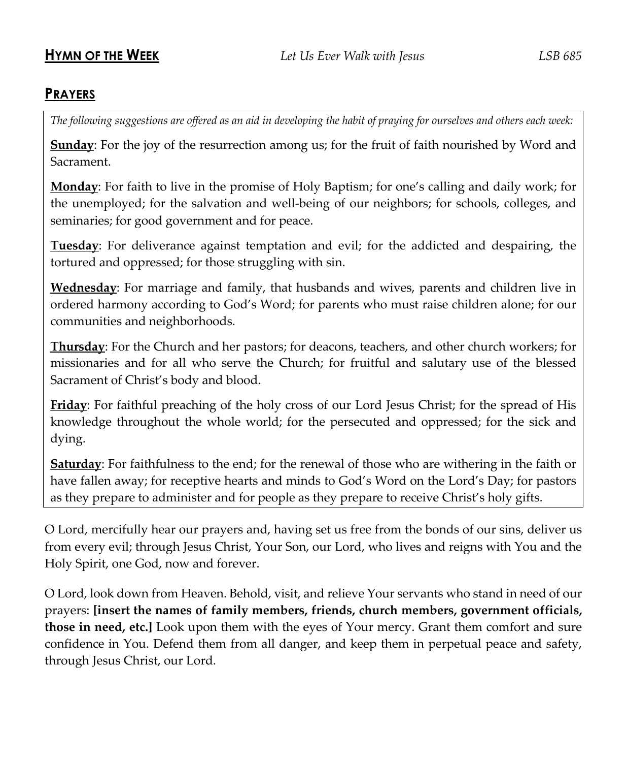## **Hymn of the Week** *Let Us Ever Walk with Jesus* *LSB 685*

## **Prayers**

*The following suggestions are offered as an aid in developing the habit of praying for ourselves and others each week:*

**Sunday**: For the joy of the resurrection among us; for the fruit of faith nourished by Word and Sacrament.

**Monday**: For faith to live in the promise of Holy Baptism; for one's calling and daily work; for the unemployed; for the salvation and well-being of our neighbors; for schools, colleges, and seminaries; for good government and for peace.

**Tuesday**: For deliverance against temptation and evil; for the addicted and despairing, the tortured and oppressed; for those struggling with sin.

**Wednesday**: For marriage and family, that husbands and wives, parents and children live in ordered harmony according to God's Word; for parents who must raise children alone; for our communities and neighborhoods.

**Thursday**: For the Church and her pastors; for deacons, teachers, and other church workers; for missionaries and for all who serve the Church; for fruitful and salutary use of the blessed Sacrament of Christ's body and blood.

**Friday**: For faithful preaching of the holy cross of our Lord Jesus Christ; for the spread of His knowledge throughout the whole world; for the persecuted and oppressed; for the sick and dying.

**Saturday**: For faithfulness to the end; for the renewal of those who are withering in the faith or have fallen away; for receptive hearts and minds to God's Word on the Lord's Day; for pastors as they prepare to administer and for people as they prepare to receive Christ's holy gifts.

O Lord, mercifully hear our prayers and, having set us free from the bonds of our sins, deliver us from every evil; through Jesus Christ, Your Son, our Lord, who lives and reigns with You and the Holy Spirit, one God, now and forever.

O Lord, look down from Heaven. Behold, visit, and relieve Your servants who stand in need of our prayers: **[insert the names of family members, friends, church members, government officials, those in need, etc.]** Look upon them with the eyes of Your mercy. Grant them comfort and sure confidence in You. Defend them from all danger, and keep them in perpetual peace and safety, through Jesus Christ, our Lord.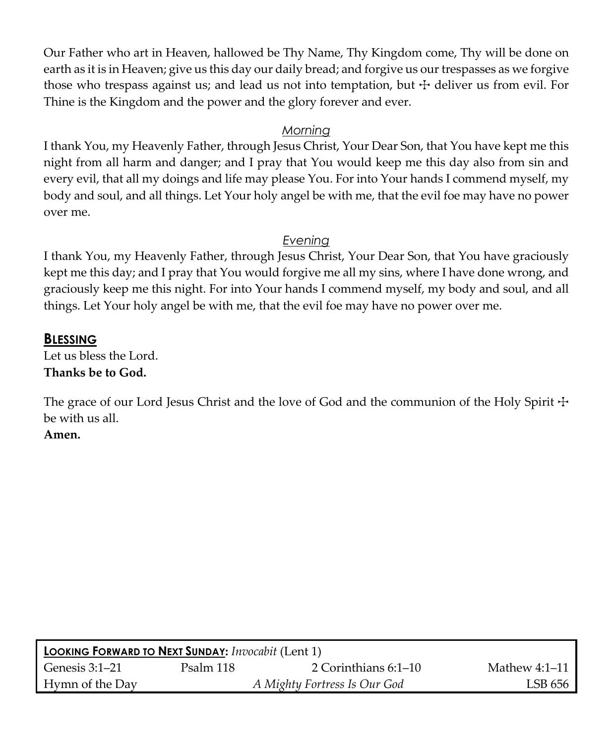Our Father who art in Heaven, hallowed be Thy Name, Thy Kingdom come, Thy will be done on earth as it is in Heaven; give us this day our daily bread; and forgive us our trespasses as we forgive those who trespass against us; and lead us not into temptation, but ☩ deliver us from evil. For Thine is the Kingdom and the power and the glory forever and ever.

*Morning*

I thank You, my Heavenly Father, through Jesus Christ, Your Dear Son, that You have kept me this night from all harm and danger; and I pray that You would keep me this day also from sin and every evil, that all my doings and life may please You. For into Your hands I commend myself, my body and soul, and all things. Let Your holy angel be with me, that the evil foe may have no power over me.

*Evening*

I thank You, my Heavenly Father, through Jesus Christ, Your Dear Son, that You have graciously kept me this day; and I pray that You would forgive me all my sins, where I have done wrong, and graciously keep me this night. For into Your hands I commend myself, my body and soul, and all things. Let Your holy angel be with me, that the evil foe may have no power over me.

## Blessing

Let us bless the Lord.
**Thanks be to God.**

The grace of our Lord Jesus Christ and the love of God and the communion of the Holy Spirit ☩ be with us all.
**Amen.**

| **Looking Forward to Next Sunday:** *Invocabit* (Lent 1) | | | |
|---|---|---|---|
| Genesis 3:1–21 | Psalm 118 | 2 Corinthians 6:1–10 | Mathew 4:1–11 |
| Hymn of the Day | | *A Mighty Fortress Is Our God* | LSB 656 |